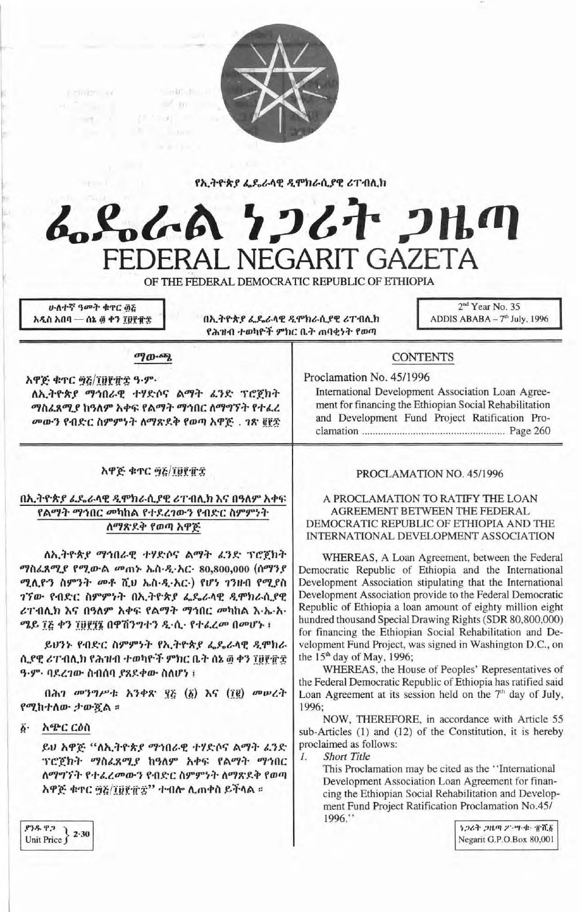የኢትዮጵያ ፌዴራላዊ ዲሞክራሲያዊ ሪፐብሊክ

# ፌዴራል ነጋሪት ጋዜጣ
# FEDERAL NEGARIT GAZETA

OF THE FEDERAL DEMOCRATIC REPUBLIC OF ETHIOPIA

ሁለተኛ ዓመት ቁጥር ፴፭
አዲስ አበባ — ሰኔ ፴ ቀን ፲፱፻፹፰

በኢትዮጵያ ፌዴራላዊ ዲሞክራሲያዊ ሪፐብሊክ
የሕዝብ ተወካዮች ምክር ቤት ጠባቂነት የወጣ

2[nd] Year No. 35
ADDIS ABABA – 7[th] July, 1996

## ማውጫ

አዋጅ ቁጥር ፵፭/፲፱፻፹፰ ዓ.ም.

ለኢትዮጵያ ማኅበራዊ ተሃድሶና ልማት ፈንድ ፕሮጀክት ማስፈጸሚያ ከዓለም አቀፍ የልማት ማኅበር ለማግኘት የተፈረ መውን የብድር ስምምነት ለማጽደቅ የወጣ አዋጅ . ገጽ ፪፻፷

## CONTENTS

Proclamation No. 45/1996

International Development Association Loan Agreement for financing the Ethiopian Social Rehabilitation and Development Fund Project Ratification Proclamation ..................................................... Page 260

### አዋጅ ቁጥር ፵፭/፲፱፻፹፰

### በኢትዮጵያ ፌዴራላዊ ዲሞክራሲያዊ ሪፐብሊክ እና በዓለም አቀፍ የልማት ማኅበር መካከል የተደረገውን የብድር ስምምነት ለማጽደቅ የወጣ አዋጅ

ለኢትዮጵያ ማኅበራዊ ተሃድሶና ልማት ፈንድ ፕሮጀክት ማስፈጸሚያ የሚውል መጠኑ ኤስ·ዲ·አር· 80,800,000 (ሰማንያ ሚሊዮን ስምንት መቶ ሺህ ኤስ·ዲ·አር·) የሆነ ገንዘብ የሚያስ ገኘው የብድር ስምምነት በኢትዮጵያ ፌዴራላዊ ዲሞክራሲያዊ ሪፐብሊክ እና በዓለም አቀፍ የልማት ማኅበር መካከል እ·ኤ·አ· ሜይ ፲፭ ቀን ፲፱፻፺፮ በዋሽንግተን ዲ·ሲ· የተፈረመ በመሆኑ ፤

ይህንኑ የብድር ስምምነት የኢትዮጵያ ፌዴራላዊ ዲሞክራሲያዊ ሪፐብሊክ የሕዝብ ተወካዮች ምክር ቤት ሰኔ ፴ ቀን ፲፱፻፹፰ ዓ·ም· ባደረገው ስብሰባ ያጸደቀው ስለሆነ ፤

በሕገ መንግሥቱ አንቀጽ ፶፭ (፩) እና (፲፪) መሠረት የሚከተለው ታውጇል ።

፩· አጭር ርዕስ

ይህ አዋጅ "ለኢትዮጵያ ማኅበራዊ ተሃድሶና ልማት ፈንድ ፕሮጀክት ማስፈጸሚያ ከዓለም አቀፍ የልማት ማኅበር ለማግኘት የተፈረመውን የብድር ስምምነት ለማጽደቅ የወጣ አዋጅ ቁጥር ፵፭/፲፱፻፹፰" ተብሎ ሊጠቀስ ይችላል ።

### PROCLAMATION NO. 45/1996

### A PROCLAMATION TO RATIFY THE LOAN AGREEMENT BETWEEN THE FEDERAL DEMOCRATIC REPUBLIC OF ETHIOPIA AND THE INTERNATIONAL DEVELOPMENT ASSOCIATION

WHEREAS, A Loan Agreement, between the Federal Democratic Republic of Ethiopia and the International Development Association stipulating that the International Development Association provide to the Federal Democratic Republic of Ethiopia a loan amount of eighty million eight hundred thousand Special Drawing Rights (SDR 80,800,000) for financing the Ethiopian Social Rehabilitation and Development Fund Project, was signed in Washington D.C., on the 15[th] day of May, 1996;

WHEREAS, the House of Peoples' Representatives of the Federal Democratic Republic of Ethiopia has ratified said Loan Agreement at its session held on the 7[th] day of July, 1996;

NOW, THEREFORE, in accordance with Article 55 sub-Articles (1) and (12) of the Constitution, it is hereby proclaimed as follows:

1. *Short Title*

This Proclamation may be cited as the "International Development Association Loan Agreement for financing the Ethiopian Social Rehabilitation and Development Fund Project Ratification Proclamation No.45/ 1996."

ያንዱ ዋጋ
Unit Price 2·30

ነጋሪት ጋዜጣ ፖ·ሣ·ቁ· ፹ሺ፩
Negarit G.P.O.Box 80,001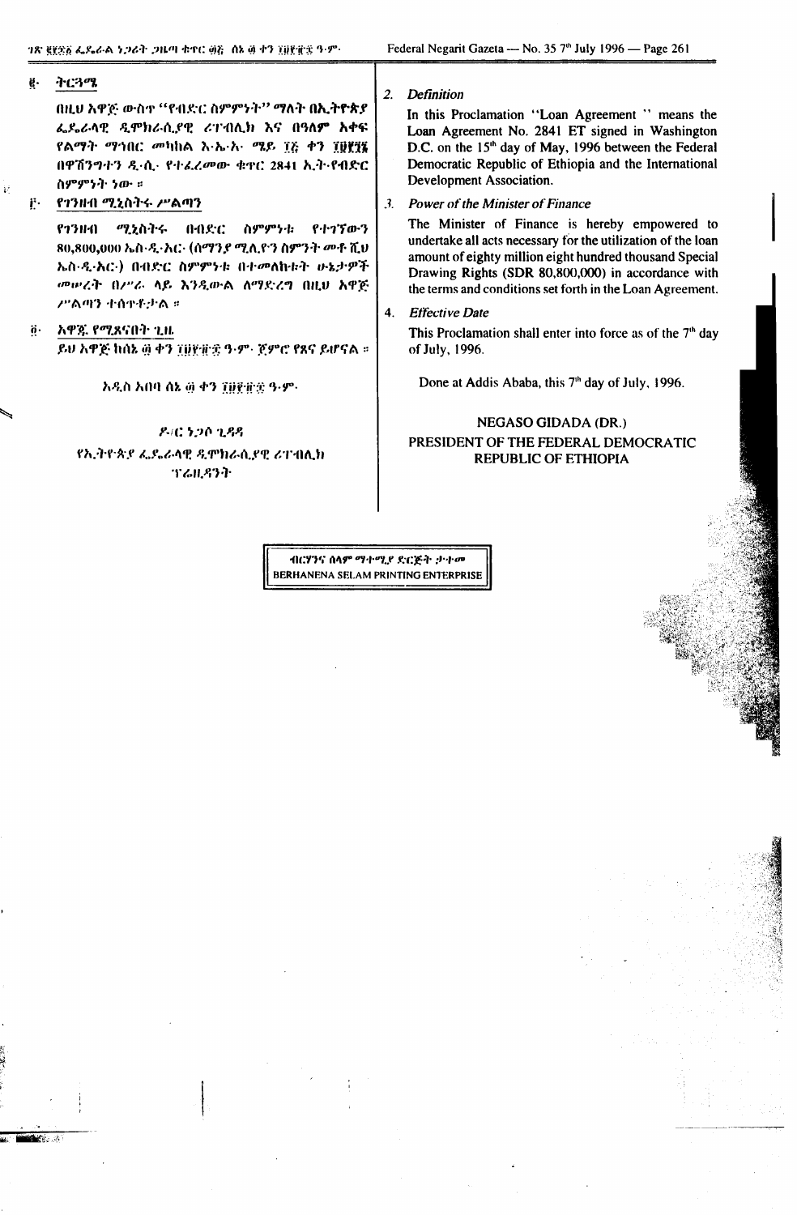፪· ትርጓሜ

በዚህ አዋጅ ውስጥ "የብድር ስምምነት" ማለት በኢትዮጵያ ፌዴራላዊ ዲሞክራሲያዊ ሪፐብሊክ እና በዓለም አቀፍ የልማት ማኀበር መካከል እ·ኤ·አ· ሜይ ፲፭ ቀን ፲፱፻፺፮ በዋሽንግተን ዲ·ሲ· የተፈረመው ቁጥር 2841 ኢ·ት·የብድር ስምምነት ነው ፡፡

፫· የገንዘብ ሚኒስትሩ ሥልጣን

የገንዘብ ሚኒስትሩ በብድር ስምምነቱ የተገኘውን 80,800,000 ኤስ·ዲ·አር· (ሰማንያ ሚሊዮን ስምንት መቶ ሺህ ኤስ·ዲ·አር·) በብድር ስምምነቱ በተመለከቱት ሁኔታዎች መሠረት በሥራ ላይ እንዲውል ለማድረግ በዚህ አዋጅ ሥልጣን ተሰጥቶታል ፡፡

፬· አዋጁ የሚጸናበት ጊዜ

ይህ አዋጅ ከሰኔ ፴ ቀን ፲፱፻፹፰ ዓ·ም· ጀምሮ የጸና ይሆናል ፡፡

አዲስ አበባ ሰኔ ፴ ቀን ፲፱፻፹፰ ዓ·ም·

ዶ/ር ነጋሶ ጊዳዳ

የኢትዮጵያ ፌዴራላዊ ዲሞክራሲያዊ ሪፐብሊክ ፕሬዚዳንት

2. *Definition*

In this Proclamation "Loan Agreement" means the Loan Agreement No. 2841 ET signed in Washington D.C. on the 15th day of May, 1996 between the Federal Democratic Republic of Ethiopia and the International Development Association.

3. *Power of the Minister of Finance*

The Minister of Finance is hereby empowered to undertake all acts necessary for the utilization of the loan amount of eighty million eight hundred thousand Special Drawing Rights (SDR 80,800,000) in accordance with the terms and conditions set forth in the Loan Agreement.

4. *Effective Date*

This Proclamation shall enter into force as of the 7th day of July, 1996.

Done at Addis Ababa, this 7th day of July, 1996.

NEGASO GIDADA (DR.)

PRESIDENT OF THE FEDERAL DEMOCRATIC REPUBLIC OF ETHIOPIA

ብርሃንና ሰላም ማተሚያ ድርጅት ታተመ
BERHANENA SELAM PRINTING ENTERPRISE